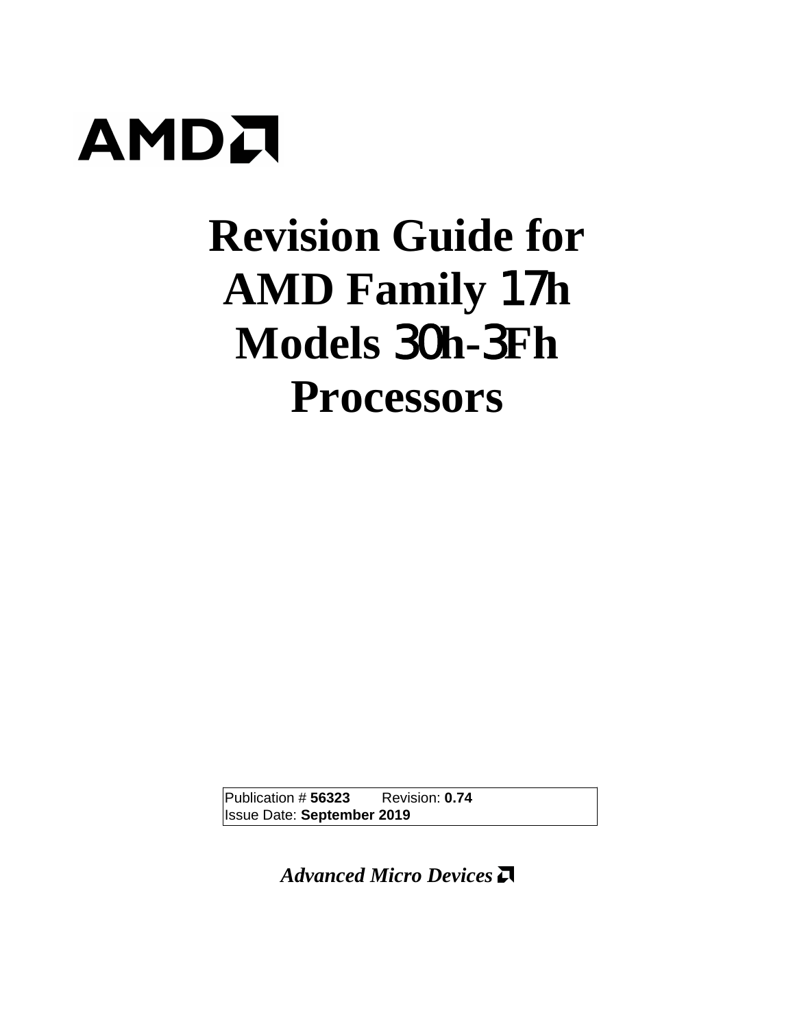AMD

# Revision Guide for AMD Family 17h Models 30h-3Fh Processors

| Publication # **56323** | Revision: **0.74** |
| --- | --- |
| Issue Date: **September 2019** | |

***Advanced Micro Devices***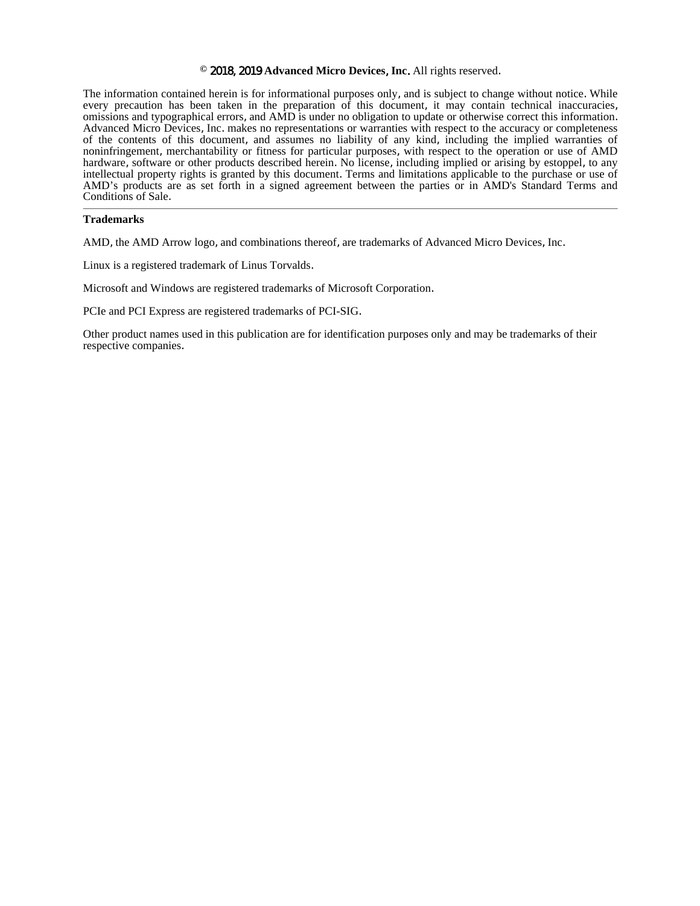© 2018, 2019 **Advanced Micro Devices, Inc.** All rights reserved.

The information contained herein is for informational purposes only, and is subject to change without notice. While every precaution has been taken in the preparation of this document, it may contain technical inaccuracies, omissions and typographical errors, and AMD is under no obligation to update or otherwise correct this information. Advanced Micro Devices, Inc. makes no representations or warranties with respect to the accuracy or completeness of the contents of this document, and assumes no liability of any kind, including the implied warranties of noninfringement, merchantability or fitness for particular purposes, with respect to the operation or use of AMD hardware, software or other products described herein. No license, including implied or arising by estoppel, to any intellectual property rights is granted by this document. Terms and limitations applicable to the purchase or use of AMD's products are as set forth in a signed agreement between the parties or in AMD's Standard Terms and Conditions of Sale.

---

**Trademarks**

AMD, the AMD Arrow logo, and combinations thereof, are trademarks of Advanced Micro Devices, Inc.

Linux is a registered trademark of Linus Torvalds.

Microsoft and Windows are registered trademarks of Microsoft Corporation.

PCIe and PCI Express are registered trademarks of PCI-SIG.

Other product names used in this publication are for identification purposes only and may be trademarks of their respective companies.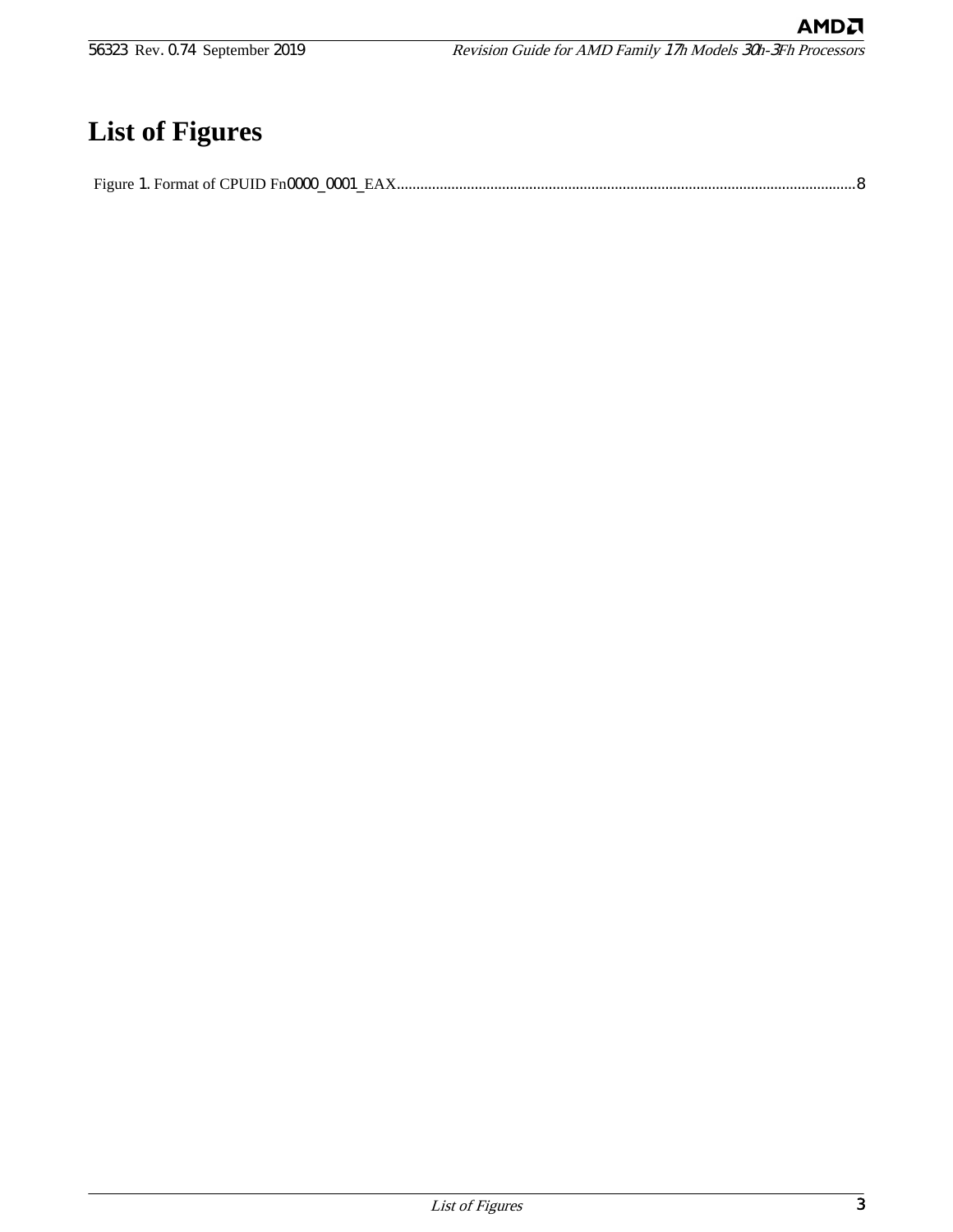# List of Figures

Figure 1. Format of CPUID Fn0000_0001_EAX....................................................................................................................8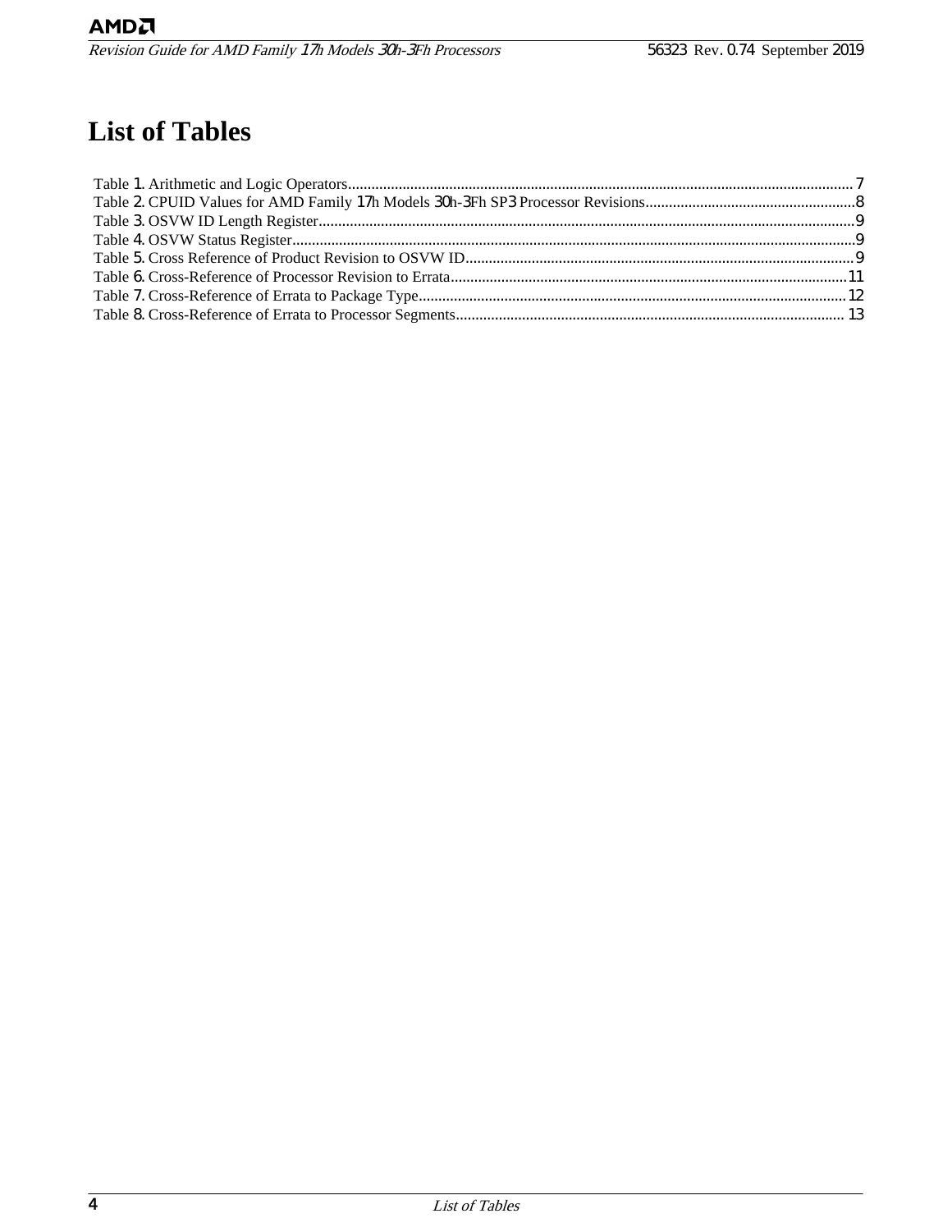# List of Tables

Table 1. Arithmetic and Logic Operators....7
Table 2. CPUID Values for AMD Family 17h Models 30h-3Fh SP3 Processor Revisions....8
Table 3. OSVW ID Length Register....9
Table 4. OSVW Status Register....9
Table 5. Cross Reference of Product Revision to OSVW ID....9
Table 6. Cross-Reference of Processor Revision to Errata....11
Table 7. Cross-Reference of Errata to Package Type....12
Table 8. Cross-Reference of Errata to Processor Segments....13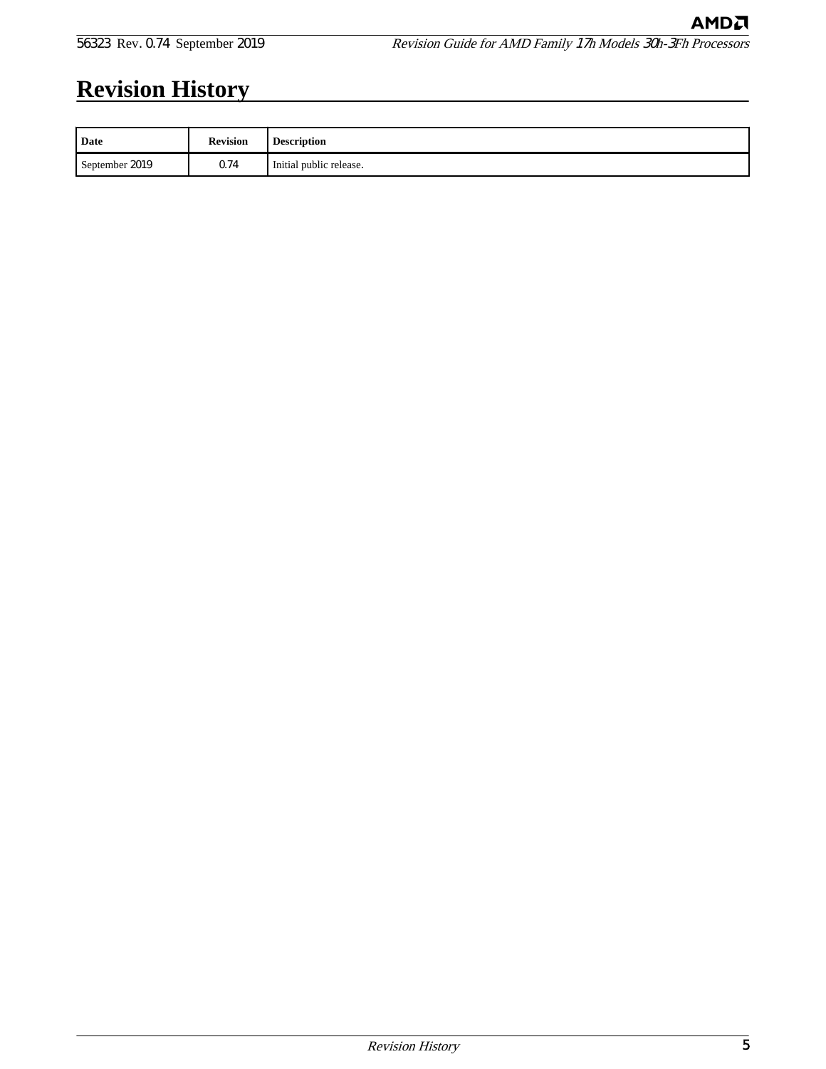# Revision History

| Date | Revision | Description |
| --- | --- | --- |
| September 2019 | 0.74 | Initial public release. |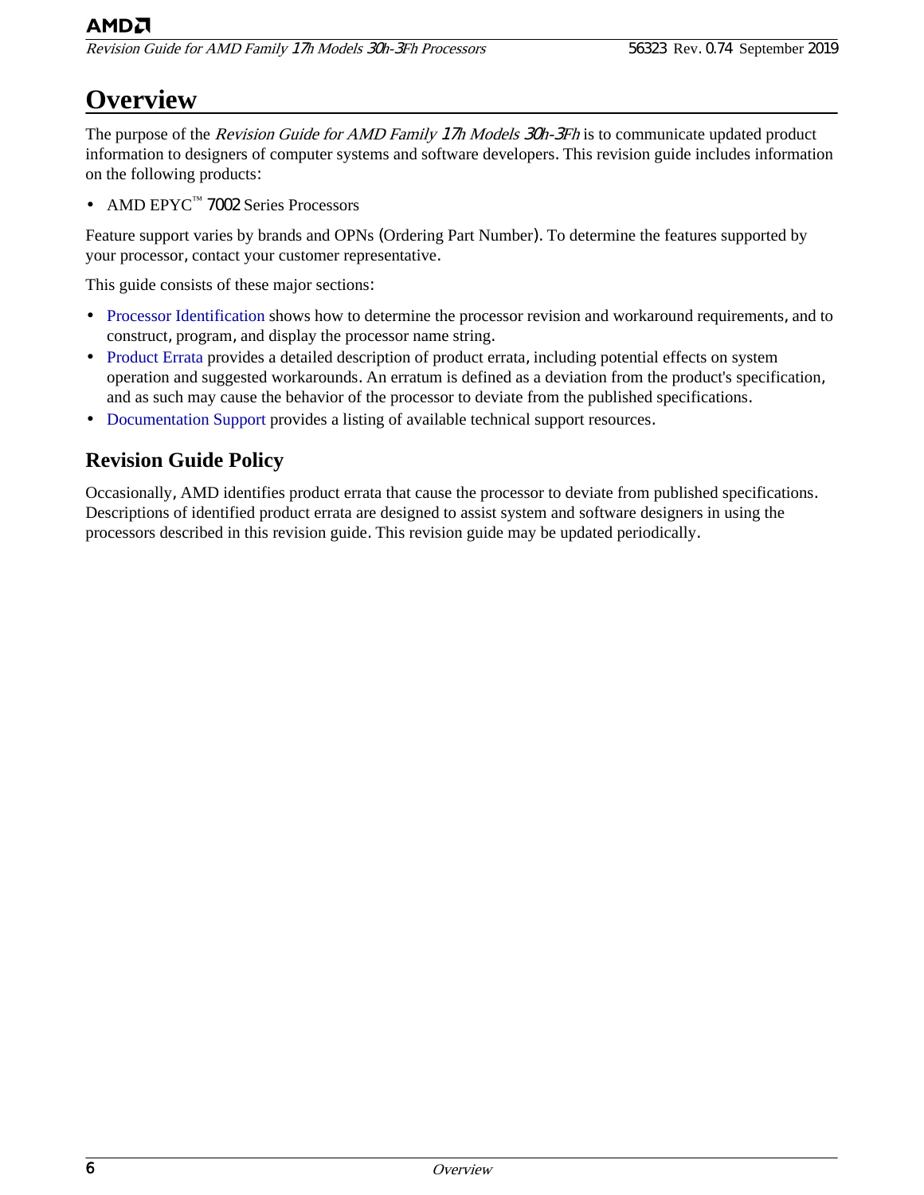# Overview

The purpose of the *Revision Guide for AMD Family 17h Models 30h-3Fh* is to communicate updated product information to designers of computer systems and software developers. This revision guide includes information on the following products:

- AMD EPYC™ 7002 Series Processors

Feature support varies by brands and OPNs (Ordering Part Number). To determine the features supported by your processor, contact your customer representative.

This guide consists of these major sections:

- Processor Identification shows how to determine the processor revision and workaround requirements, and to construct, program, and display the processor name string.
- Product Errata provides a detailed description of product errata, including potential effects on system operation and suggested workarounds. An erratum is defined as a deviation from the product's specification, and as such may cause the behavior of the processor to deviate from the published specifications.
- Documentation Support provides a listing of available technical support resources.

## Revision Guide Policy

Occasionally, AMD identifies product errata that cause the processor to deviate from published specifications. Descriptions of identified product errata are designed to assist system and software designers in using the processors described in this revision guide. This revision guide may be updated periodically.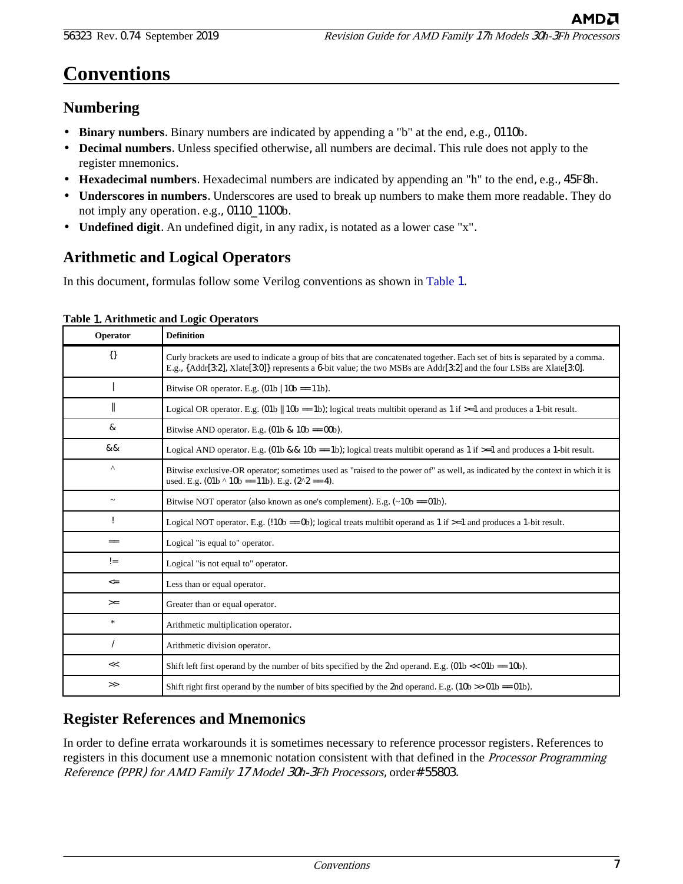# Conventions

## Numbering

- **Binary numbers**. Binary numbers are indicated by appending a "b" at the end, e.g., 0110b.
- **Decimal numbers**. Unless specified otherwise, all numbers are decimal. This rule does not apply to the register mnemonics.
- **Hexadecimal numbers**. Hexadecimal numbers are indicated by appending an "h" to the end, e.g., 45F8h.
- **Underscores in numbers**. Underscores are used to break up numbers to make them more readable. They do not imply any operation. e.g., 0110_1100b.
- **Undefined digit**. An undefined digit, in any radix, is notated as a lower case "x".

## Arithmetic and Logical Operators

In this document, formulas follow some Verilog conventions as shown in Table 1.

**Table 1. Arithmetic and Logic Operators**

| Operator | Definition |
|---|---|
| {} | Curly brackets are used to indicate a group of bits that are concatenated together. Each set of bits is separated by a comma. E.g., {Addr[3:2], Xlate[3:0]} represents a 6-bit value; the two MSBs are Addr[3:2] and the four LSBs are Xlate[3:0]. |
| \| | Bitwise OR operator. E.g. (01b \| 10b == 11b). |
| \|\| | Logical OR operator. E.g. (01b \|\| 10b == 1b); logical treats multibit operand as 1 if >=1 and produces a 1-bit result. |
| & | Bitwise AND operator. E.g. (01b & 10b == 00b). |
| && | Logical AND operator. E.g. (01b && 10b == 1b); logical treats multibit operand as 1 if >=1 and produces a 1-bit result. |
| ^ | Bitwise exclusive-OR operator; sometimes used as "raised to the power of" as well, as indicated by the context in which it is used. E.g. (01b ^ 10b == 11b). E.g. (2^2 == 4). |
| ~ | Bitwise NOT operator (also known as one's complement). E.g. (~10b == 01b). |
| ! | Logical NOT operator. E.g. (!10b == 0b); logical treats multibit operand as 1 if >=1 and produces a 1-bit result. |
| == | Logical "is equal to" operator. |
| != | Logical "is not equal to" operator. |
| <= | Less than or equal operator. |
| >= | Greater than or equal operator. |
| * | Arithmetic multiplication operator. |
| / | Arithmetic division operator. |
| << | Shift left first operand by the number of bits specified by the 2nd operand. E.g. (01b << 01b == 10b). |
| >> | Shift right first operand by the number of bits specified by the 2nd operand. E.g. (10b >> 01b == 01b). |

## Register References and Mnemonics

In order to define errata workarounds it is sometimes necessary to reference processor registers. References to registers in this document use a mnemonic notation consistent with that defined in the *Processor Programming Reference (PPR) for AMD Family 17 Model 30h-3Fh Processors*, order# 55803.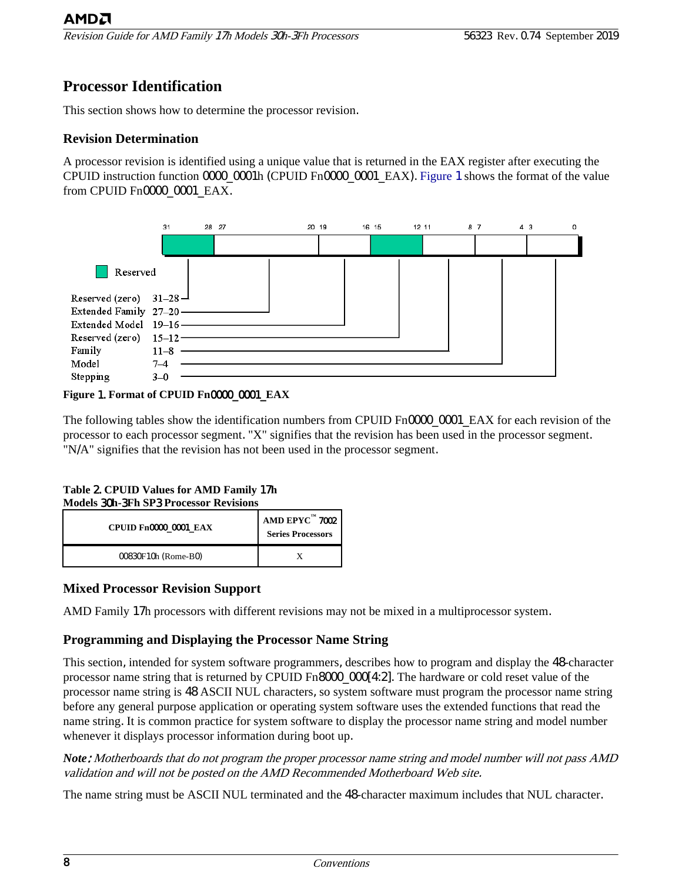# Processor Identification

This section shows how to determine the processor revision.

## Revision Determination

A processor revision is identified using a unique value that is returned in the EAX register after executing the CPUID instruction function 0000_0001h (CPUID Fn0000_0001_EAX). Figure 1 shows the format of the value from CPUID Fn0000_0001_EAX.

| Field | Bits |
|---|---|
| Reserved (zero) | 31–28 |
| Extended Family | 27–20 |
| Extended Model | 19–16 |
| Reserved (zero) | 15–12 |
| Family | 11–8 |
| Model | 7–4 |
| Stepping | 3–0 |

**Figure 1. Format of CPUID Fn0000_0001_EAX**

The following tables show the identification numbers from CPUID Fn0000_0001_EAX for each revision of the processor to each processor segment. "X" signifies that the revision has been used in the processor segment. "N/A" signifies that the revision has not been used in the processor segment.

**Table 2. CPUID Values for AMD Family 17h Models 30h-3Fh SP3 Processor Revisions**

| CPUID Fn0000_0001_EAX | AMD EPYC™ 7002 Series Processors |
|---|---|
| 00830F10h (Rome-B0) | X |

## Mixed Processor Revision Support

AMD Family 17h processors with different revisions may not be mixed in a multiprocessor system.

## Programming and Displaying the Processor Name String

This section, intended for system software programmers, describes how to program and display the 48-character processor name string that is returned by CPUID Fn8000_000[4:2]. The hardware or cold reset value of the processor name string is 48 ASCII NUL characters, so system software must program the processor name string before any general purpose application or operating system software uses the extended functions that read the name string. It is common practice for system software to display the processor name string and model number whenever it displays processor information during boot up.

***Note:*** *Motherboards that do not program the proper processor name string and model number will not pass AMD validation and will not be posted on the AMD Recommended Motherboard Web site.*

The name string must be ASCII NUL terminated and the 48-character maximum includes that NUL character.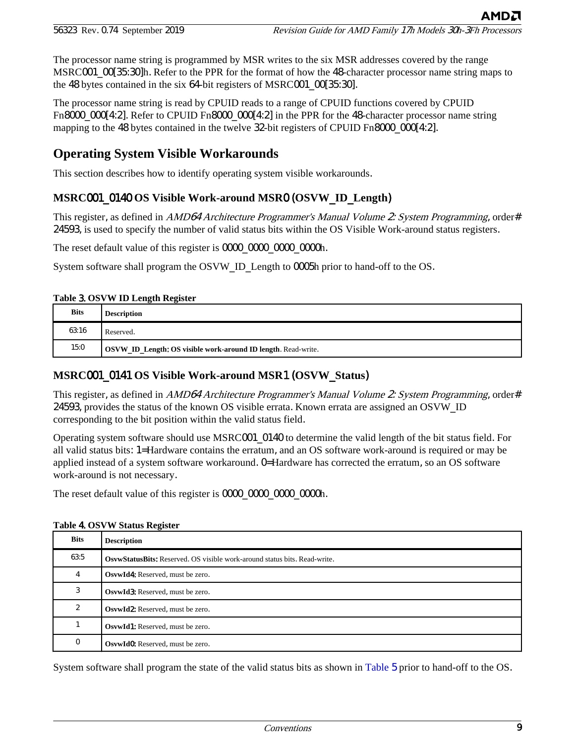The processor name string is programmed by MSR writes to the six MSR addresses covered by the range MSRC001_00[35:30]h. Refer to the PPR for the format of how the 48-character processor name string maps to the 48 bytes contained in the six 64-bit registers of MSRC001_00[35:30].

The processor name string is read by CPUID reads to a range of CPUID functions covered by CPUID Fn8000_000[4:2]. Refer to CPUID Fn8000_000[4:2] in the PPR for the 48-character processor name string mapping to the 48 bytes contained in the twelve 32-bit registers of CPUID Fn8000_000[4:2].

## Operating System Visible Workarounds

This section describes how to identify operating system visible workarounds.

### MSRC001_0140 OS Visible Work-around MSR0 (OSVW_ID_Length)

This register, as defined in *AMD64 Architecture Programmer's Manual Volume 2: System Programming*, order# 24593, is used to specify the number of valid status bits within the OS Visible Work-around status registers.

The reset default value of this register is 0000_0000_0000_0000h.

System software shall program the OSVW_ID_Length to 0005h prior to hand-off to the OS.

**Table 3. OSVW ID Length Register**

| Bits | Description |
|---|---|
| 63:16 | Reserved. |
| 15:0 | **OSVW_ID_Length: OS visible work-around ID length**. Read-write. |

### MSRC001_0141 OS Visible Work-around MSR1 (OSVW_Status)

This register, as defined in *AMD64 Architecture Programmer's Manual Volume 2: System Programming*, order# 24593, provides the status of the known OS visible errata. Known errata are assigned an OSVW_ID corresponding to the bit position within the valid status field.

Operating system software should use MSRC001_0140 to determine the valid length of the bit status field. For all valid status bits: 1=Hardware contains the erratum, and an OS software work-around is required or may be applied instead of a system software workaround. 0=Hardware has corrected the erratum, so an OS software work-around is not necessary.

The reset default value of this register is 0000_0000_0000_0000h.

**Table 4. OSVW Status Register**

| Bits | Description |
|---|---|
| 63:5 | **OsvwStatusBits:** Reserved. OS visible work-around status bits. Read-write. |
| 4 | **OsvwId4:** Reserved, must be zero. |
| 3 | **OsvwId3:** Reserved, must be zero. |
| 2 | **OsvwId2:** Reserved, must be zero. |
| 1 | **OsvwId1:** Reserved, must be zero. |
| 0 | **OsvwId0:** Reserved, must be zero. |

System software shall program the state of the valid status bits as shown in Table 5 prior to hand-off to the OS.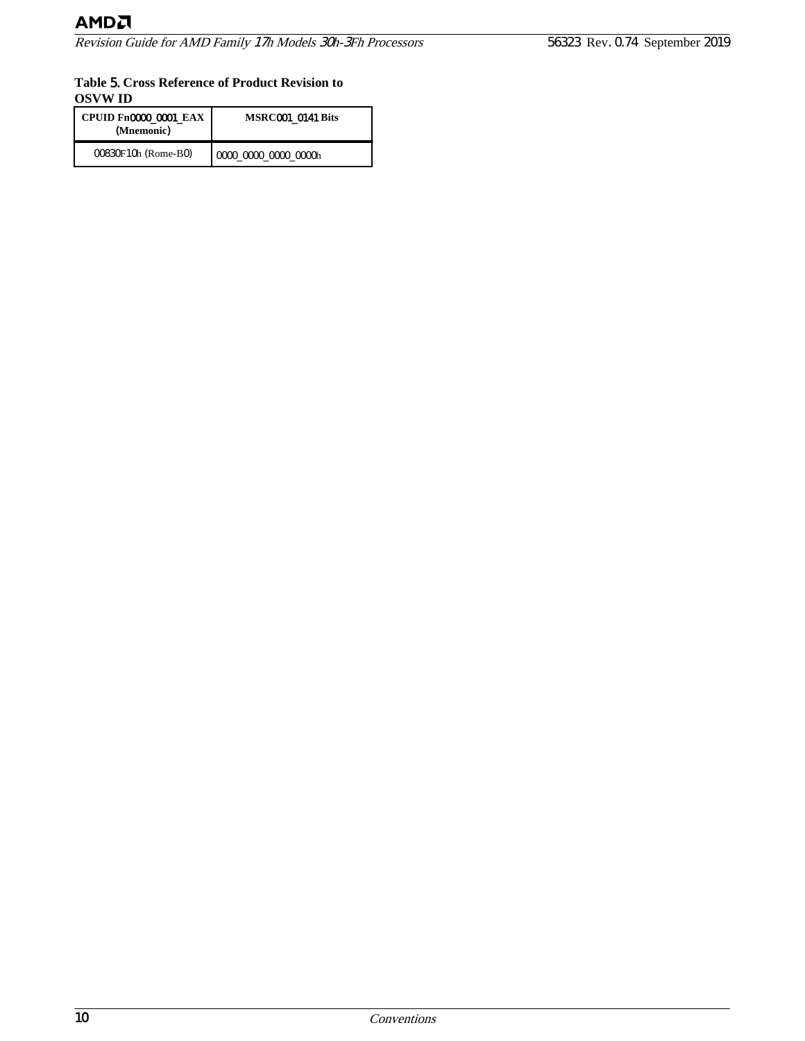**Table 5. Cross Reference of Product Revision to OSVW ID**

| CPUID Fn0000_0001_EAX (Mnemonic) | MSRC001_0141 Bits |
| --- | --- |
| 00830F10h (Rome-B0) | 0000_0000_0000_0000h |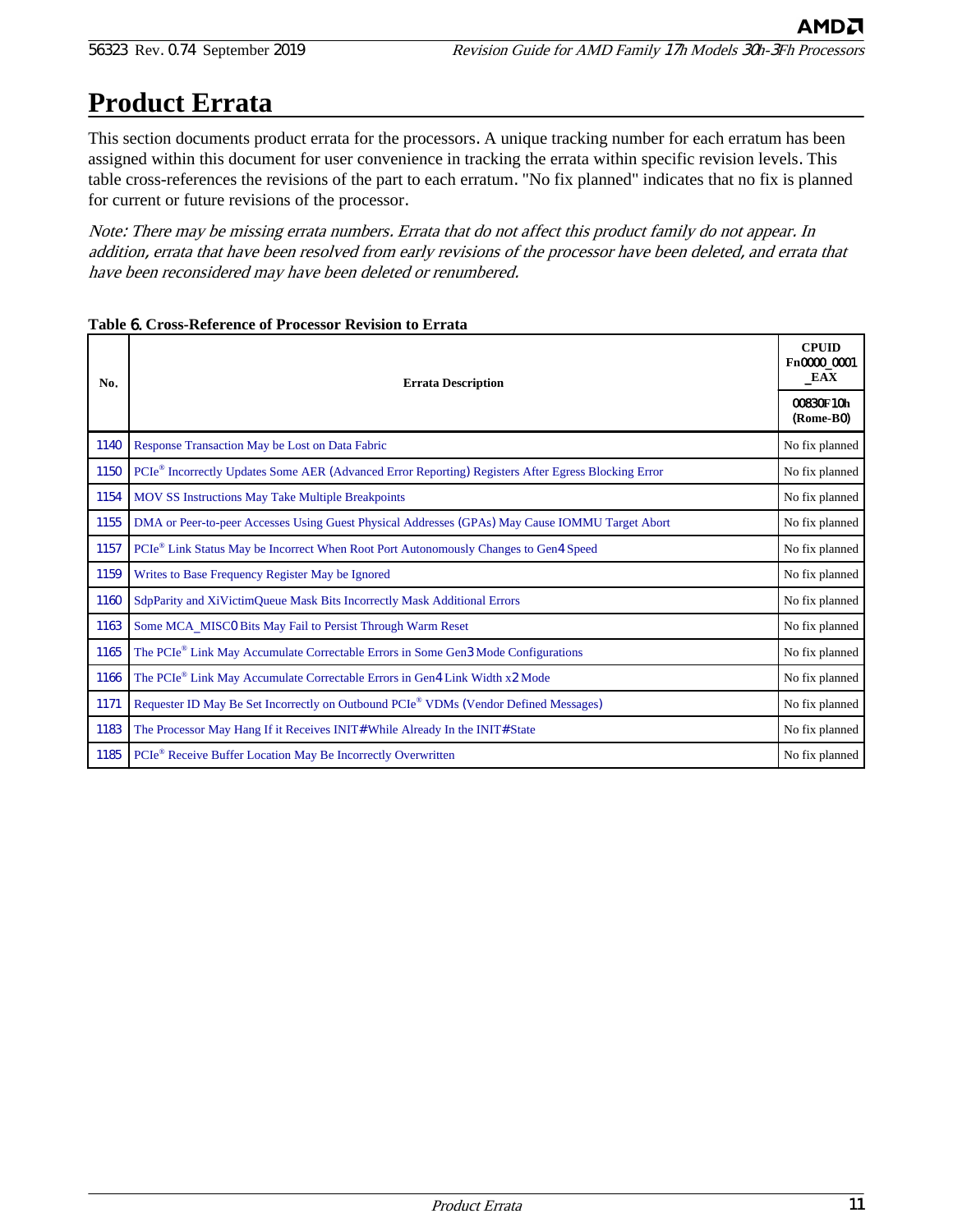# Product Errata

This section documents product errata for the processors. A unique tracking number for each erratum has been assigned within this document for user convenience in tracking the errata within specific revision levels. This table cross-references the revisions of the part to each erratum. "No fix planned" indicates that no fix is planned for current or future revisions of the processor.

*Note: There may be missing errata numbers. Errata that do not affect this product family do not appear. In addition, errata that have been resolved from early revisions of the processor have been deleted, and errata that have been reconsidered may have been deleted or renumbered.*

**Table 6. Cross-Reference of Processor Revision to Errata**

| No. | Errata Description | CPUID Fn0000_0001_EAX |
|---|---|---|
| | | 00830F10h (Rome-B0) |
| 1140 | Response Transaction May be Lost on Data Fabric | No fix planned |
| 1150 | PCIe® Incorrectly Updates Some AER (Advanced Error Reporting) Registers After Egress Blocking Error | No fix planned |
| 1154 | MOV SS Instructions May Take Multiple Breakpoints | No fix planned |
| 1155 | DMA or Peer-to-peer Accesses Using Guest Physical Addresses (GPAs) May Cause IOMMU Target Abort | No fix planned |
| 1157 | PCIe® Link Status May be Incorrect When Root Port Autonomously Changes to Gen4 Speed | No fix planned |
| 1159 | Writes to Base Frequency Register May be Ignored | No fix planned |
| 1160 | SdpParity and XiVictimQueue Mask Bits Incorrectly Mask Additional Errors | No fix planned |
| 1163 | Some MCA_MISC0 Bits May Fail to Persist Through Warm Reset | No fix planned |
| 1165 | The PCIe® Link May Accumulate Correctable Errors in Some Gen3 Mode Configurations | No fix planned |
| 1166 | The PCIe® Link May Accumulate Correctable Errors in Gen4 Link Width x2 Mode | No fix planned |
| 1171 | Requester ID May Be Set Incorrectly on Outbound PCIe® VDMs (Vendor Defined Messages) | No fix planned |
| 1183 | The Processor May Hang If it Receives INIT# While Already In the INIT# State | No fix planned |
| 1185 | PCIe® Receive Buffer Location May Be Incorrectly Overwritten | No fix planned |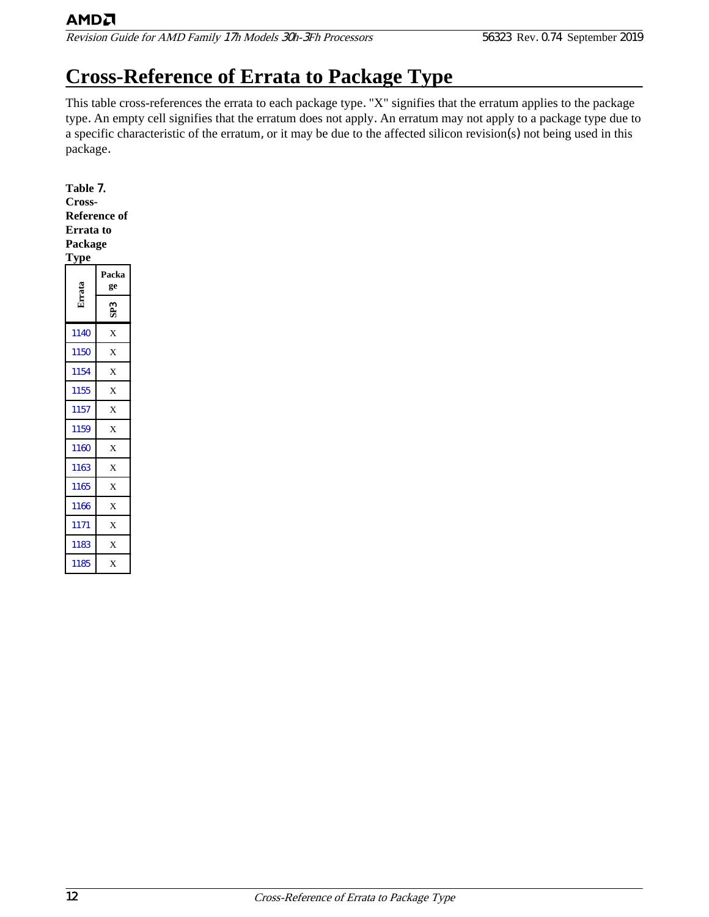# Cross-Reference of Errata to Package Type

This table cross-references the errata to each package type. "X" signifies that the erratum applies to the package type. An empty cell signifies that the erratum does not apply. An erratum may not apply to a package type due to a specific characteristic of the erratum, or it may be due to the affected silicon revision(s) not being used in this package.

**Table 7. Cross-Reference of Errata to Package Type**

| Errata | Package |
|---|---|
| | SP3 |
| 1140 | X |
| 1150 | X |
| 1154 | X |
| 1155 | X |
| 1157 | X |
| 1159 | X |
| 1160 | X |
| 1163 | X |
| 1165 | X |
| 1166 | X |
| 1171 | X |
| 1183 | X |
| 1185 | X |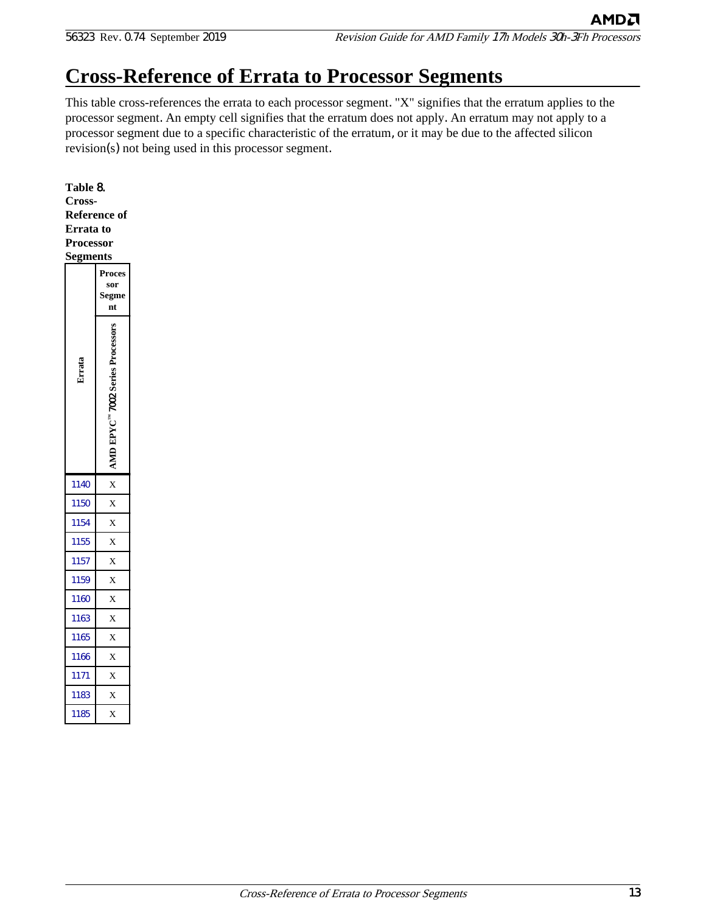# Cross-Reference of Errata to Processor Segments

This table cross-references the errata to each processor segment. "X" signifies that the erratum applies to the processor segment. An empty cell signifies that the erratum does not apply. An erratum may not apply to a processor segment due to a specific characteristic of the erratum, or it may be due to the affected silicon revision(s) not being used in this processor segment.

**Table 8. Cross-Reference of Errata to Processor Segments**

| Errata | Processor Segment |
|---|---|
| | AMD EPYC™ 7002 Series Processors |
| 1140 | X |
| 1150 | X |
| 1154 | X |
| 1155 | X |
| 1157 | X |
| 1159 | X |
| 1160 | X |
| 1163 | X |
| 1165 | X |
| 1166 | X |
| 1171 | X |
| 1183 | X |
| 1185 | X |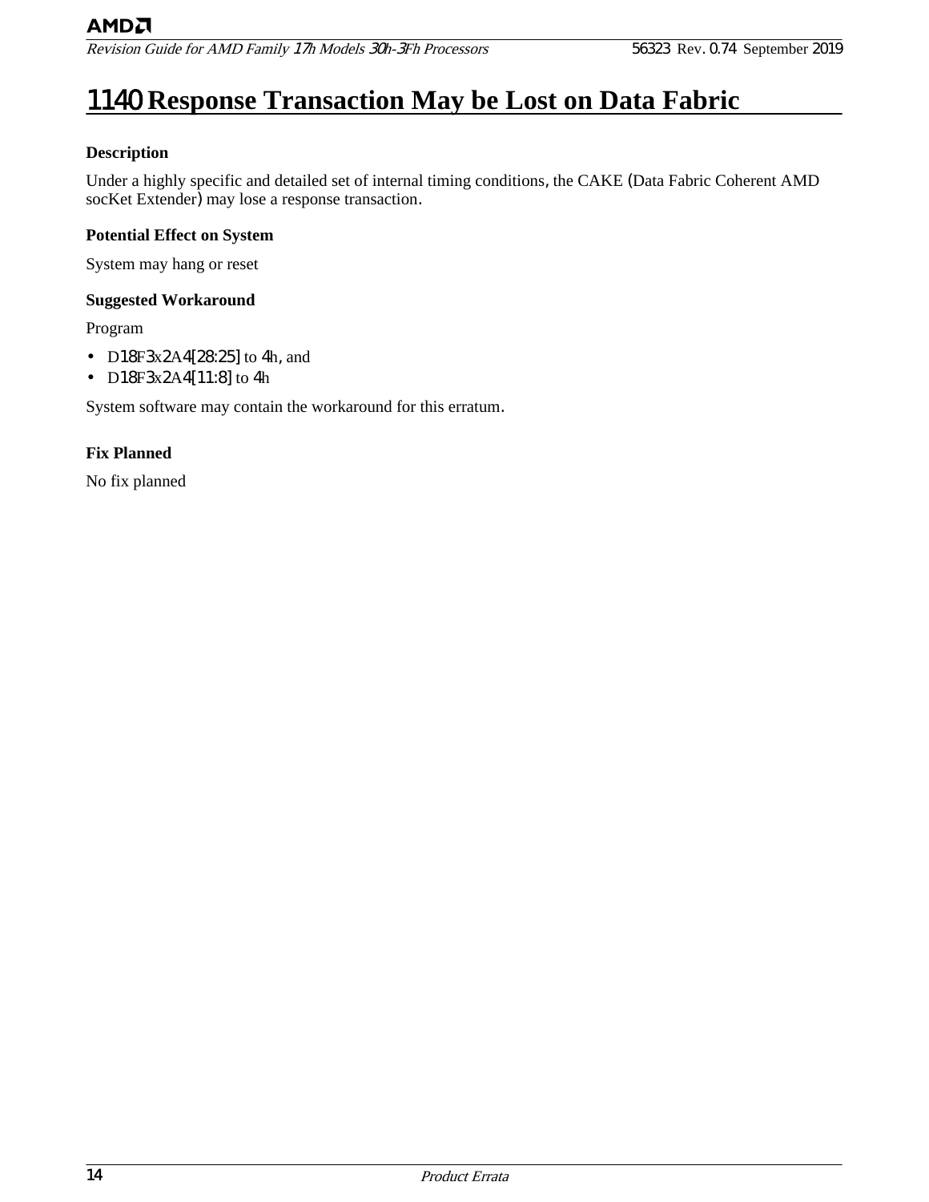# 1140 Response Transaction May be Lost on Data Fabric

**Description**

Under a highly specific and detailed set of internal timing conditions, the CAKE (Data Fabric Coherent AMD socKet Extender) may lose a response transaction.

**Potential Effect on System**

System may hang or reset

**Suggested Workaround**

Program

- D18F3x2A4[28:25] to 4h, and
- D18F3x2A4[11:8] to 4h

System software may contain the workaround for this erratum.

**Fix Planned**

No fix planned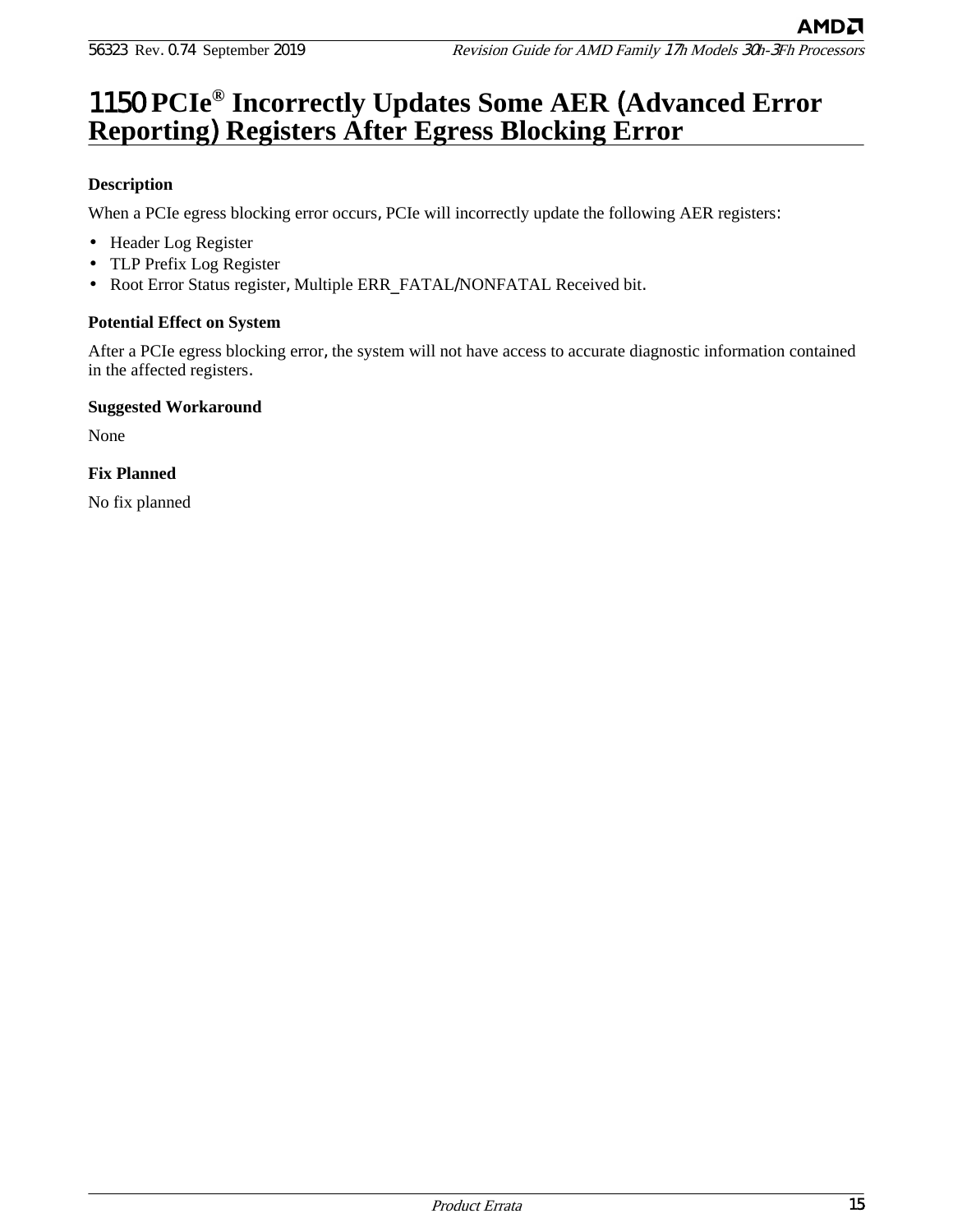# 1150 PCIe® Incorrectly Updates Some AER (Advanced Error Reporting) Registers After Egress Blocking Error

**Description**

When a PCIe egress blocking error occurs, PCIe will incorrectly update the following AER registers:

- Header Log Register
- TLP Prefix Log Register
- Root Error Status register, Multiple ERR_FATAL/NONFATAL Received bit.

**Potential Effect on System**

After a PCIe egress blocking error, the system will not have access to accurate diagnostic information contained in the affected registers.

**Suggested Workaround**

None

**Fix Planned**

No fix planned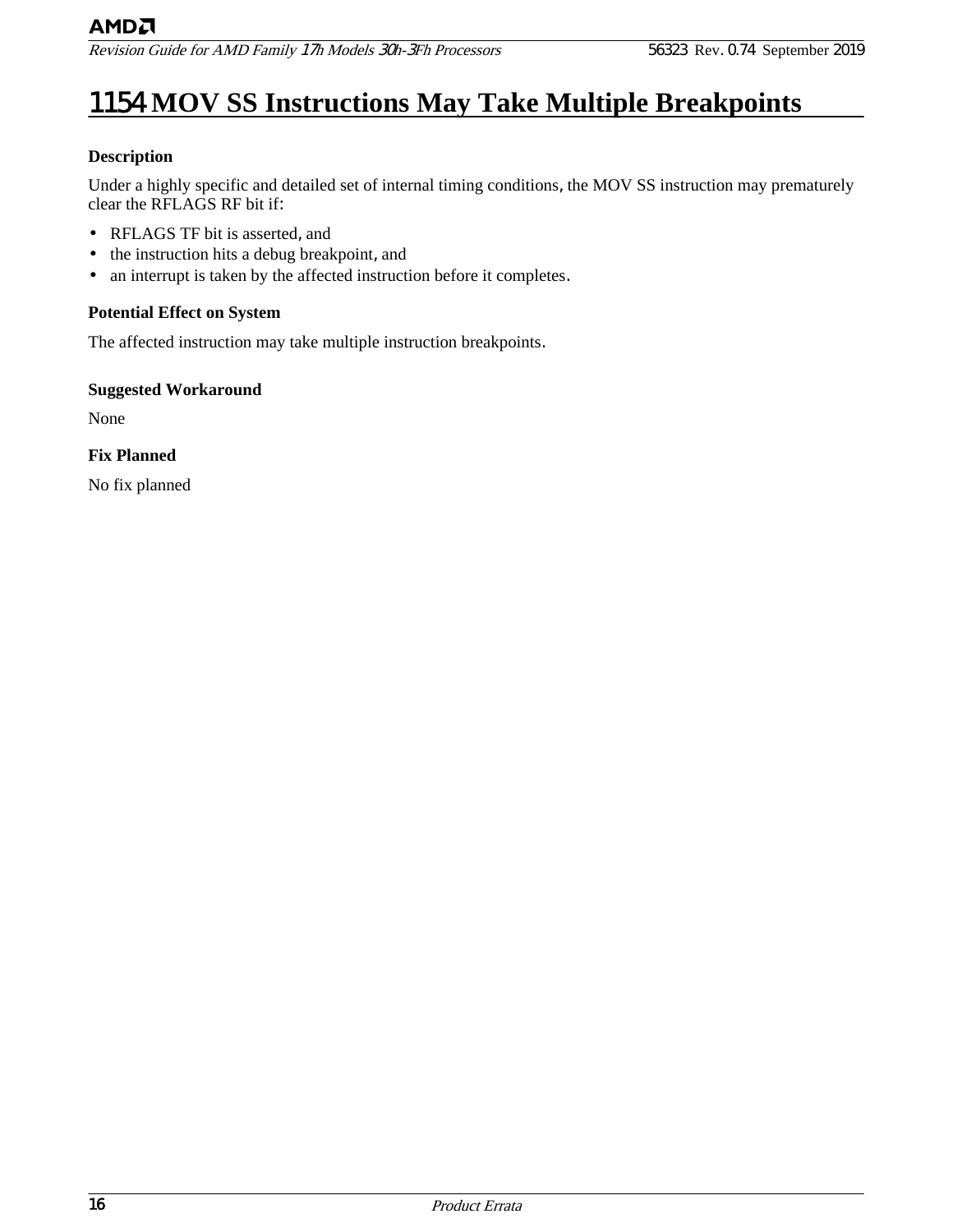# 1154 MOV SS Instructions May Take Multiple Breakpoints

**Description**

Under a highly specific and detailed set of internal timing conditions, the MOV SS instruction may prematurely clear the RFLAGS RF bit if:

- RFLAGS TF bit is asserted, and
- the instruction hits a debug breakpoint, and
- an interrupt is taken by the affected instruction before it completes.

**Potential Effect on System**

The affected instruction may take multiple instruction breakpoints.

**Suggested Workaround**

None

**Fix Planned**

No fix planned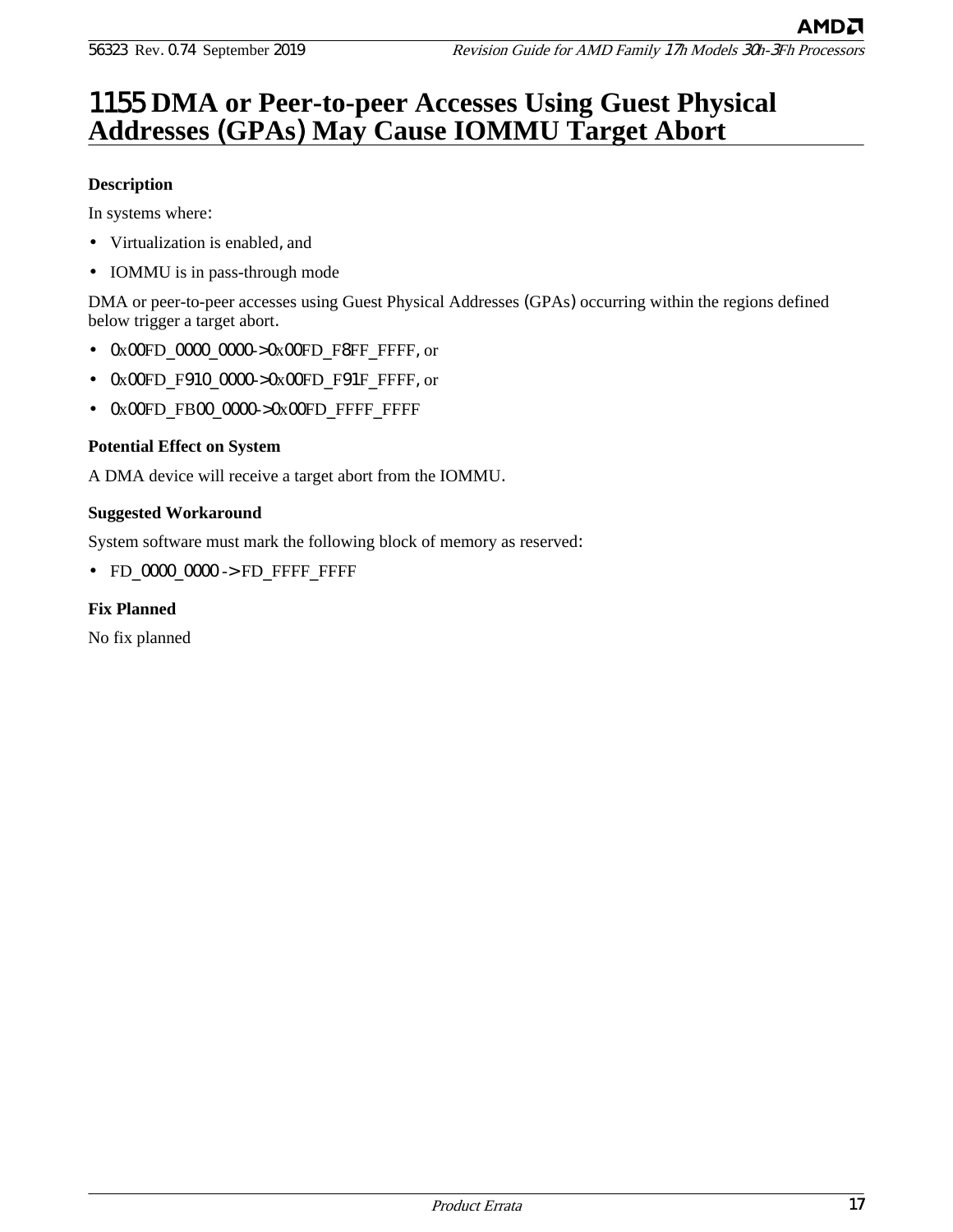# 1155 DMA or Peer-to-peer Accesses Using Guest Physical Addresses (GPAs) May Cause IOMMU Target Abort

**Description**

In systems where:

- Virtualization is enabled, and
- IOMMU is in pass-through mode

DMA or peer-to-peer accesses using Guest Physical Addresses (GPAs) occurring within the regions defined below trigger a target abort.

- 0x00FD_0000_0000->0x00FD_F8FF_FFFF, or
- 0x00FD_F910_0000->0x00FD_F91F_FFFF, or
- 0x00FD_FB00_0000->0x00FD_FFFF_FFFF

**Potential Effect on System**

A DMA device will receive a target abort from the IOMMU.

**Suggested Workaround**

System software must mark the following block of memory as reserved:

- FD_0000_0000 -> FD_FFFF_FFFF

**Fix Planned**

No fix planned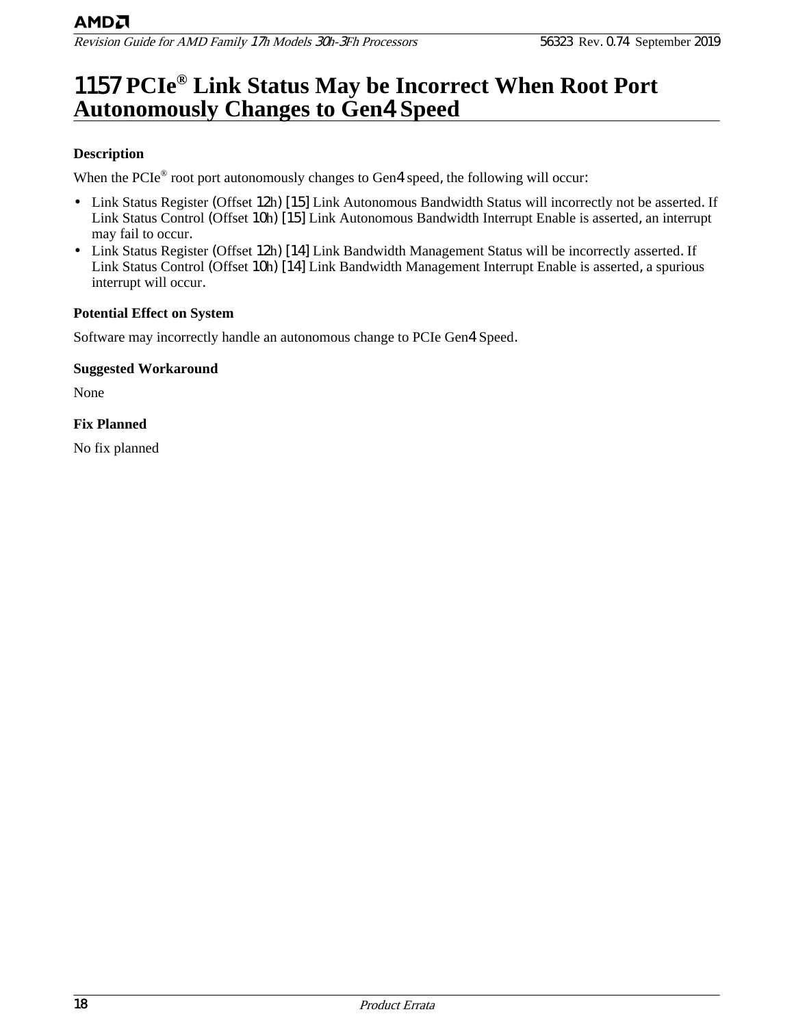# 1157 PCIe® Link Status May be Incorrect When Root Port Autonomously Changes to Gen4 Speed

**Description**

When the PCIe® root port autonomously changes to Gen4 speed, the following will occur:

- Link Status Register (Offset 12h) [15] Link Autonomous Bandwidth Status will incorrectly not be asserted. If Link Status Control (Offset 10h) [15] Link Autonomous Bandwidth Interrupt Enable is asserted, an interrupt may fail to occur.
- Link Status Register (Offset 12h) [14] Link Bandwidth Management Status will be incorrectly asserted. If Link Status Control (Offset 10h) [14] Link Bandwidth Management Interrupt Enable is asserted, a spurious interrupt will occur.

**Potential Effect on System**

Software may incorrectly handle an autonomous change to PCIe Gen4 Speed.

**Suggested Workaround**

None

**Fix Planned**

No fix planned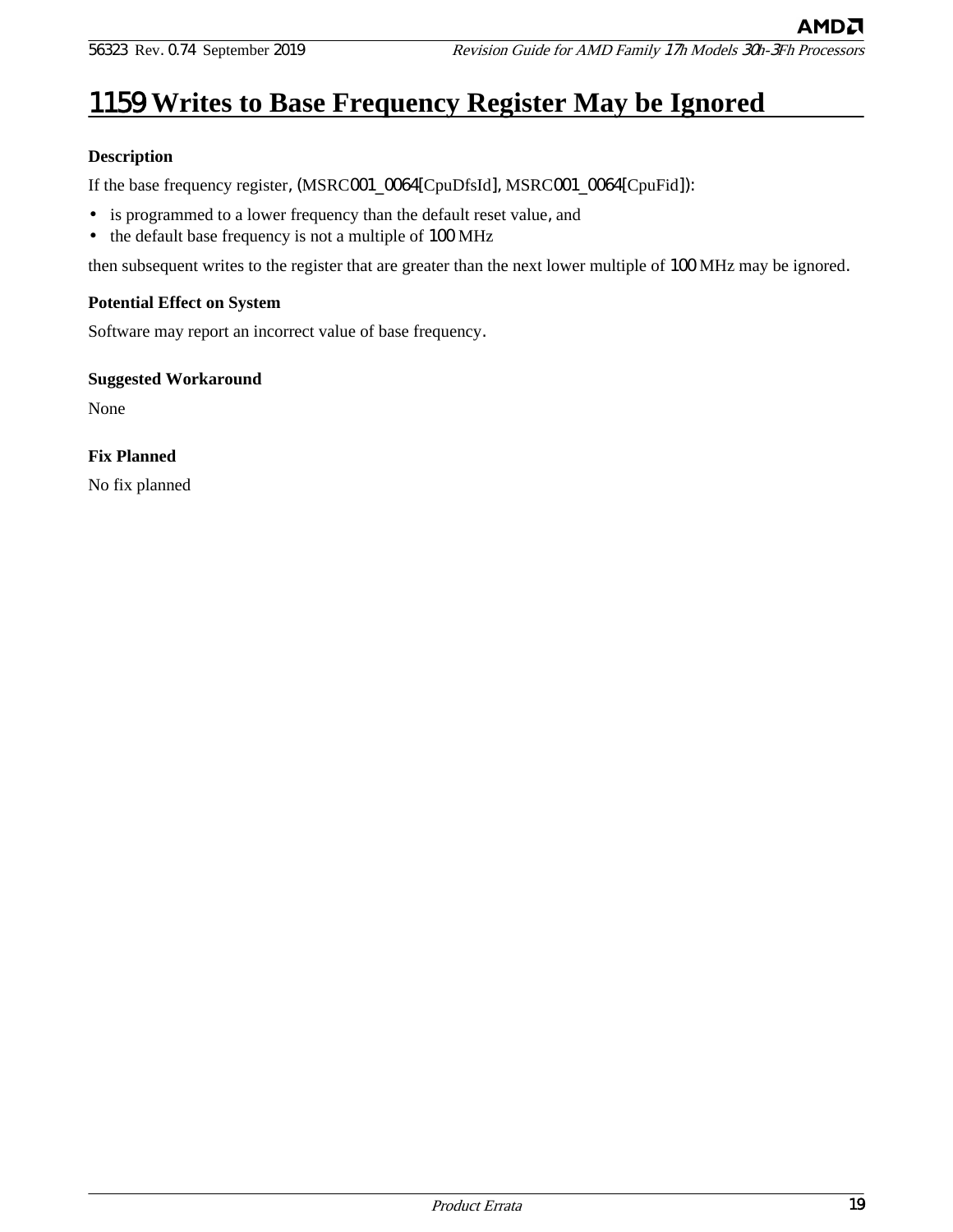# 1159 Writes to Base Frequency Register May be Ignored

### Description

If the base frequency register, (MSRC001_0064[CpuDfsId], MSRC001_0064[CpuFid]):

- is programmed to a lower frequency than the default reset value, and
- the default base frequency is not a multiple of 100 MHz

then subsequent writes to the register that are greater than the next lower multiple of 100 MHz may be ignored.

### Potential Effect on System

Software may report an incorrect value of base frequency.

### Suggested Workaround

None

### Fix Planned

No fix planned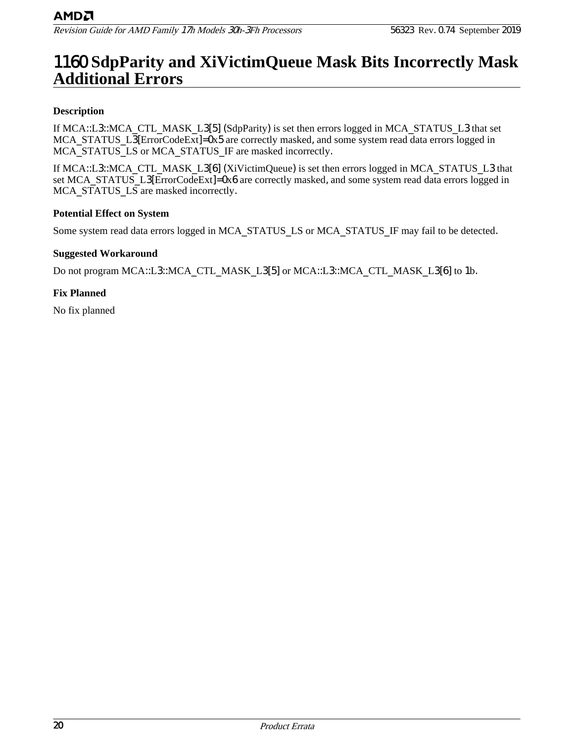# 1160 SdpParity and XiVictimQueue Mask Bits Incorrectly Mask Additional Errors

**Description**

If MCA::L3::MCA_CTL_MASK_L3[5] (SdpParity) is set then errors logged in MCA_STATUS_L3 that set MCA_STATUS_L3[ErrorCodeExt]=0x5 are correctly masked, and some system read data errors logged in MCA_STATUS_LS or MCA_STATUS_IF are masked incorrectly.

If MCA::L3::MCA_CTL_MASK_L3[6] (XiVictimQueue) is set then errors logged in MCA_STATUS_L3 that set MCA_STATUS_L3[ErrorCodeExt]=0x6 are correctly masked, and some system read data errors logged in MCA_STATUS_LS are masked incorrectly.

**Potential Effect on System**

Some system read data errors logged in MCA_STATUS_LS or MCA_STATUS_IF may fail to be detected.

**Suggested Workaround**

Do not program MCA::L3::MCA_CTL_MASK_L3[5] or MCA::L3::MCA_CTL_MASK_L3[6] to 1b.

**Fix Planned**

No fix planned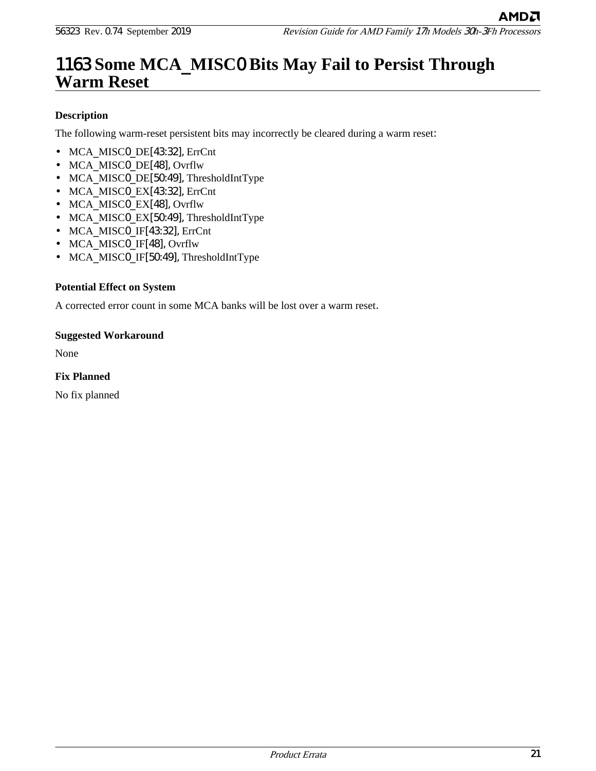# 1163 Some MCA_MISC0 Bits May Fail to Persist Through Warm Reset

### Description

The following warm-reset persistent bits may incorrectly be cleared during a warm reset:

- MCA_MISC0_DE[43:32], ErrCnt
- MCA_MISC0_DE[48], Ovrflw
- MCA_MISC0_DE[50:49], ThresholdIntType
- MCA_MISC0_EX[43:32], ErrCnt
- MCA_MISC0_EX[48], Ovrflw
- MCA_MISC0_EX[50:49], ThresholdIntType
- MCA_MISC0_IF[43:32], ErrCnt
- MCA_MISC0_IF[48], Ovrflw
- MCA_MISC0_IF[50:49], ThresholdIntType

### Potential Effect on System

A corrected error count in some MCA banks will be lost over a warm reset.

### Suggested Workaround

None

### Fix Planned

No fix planned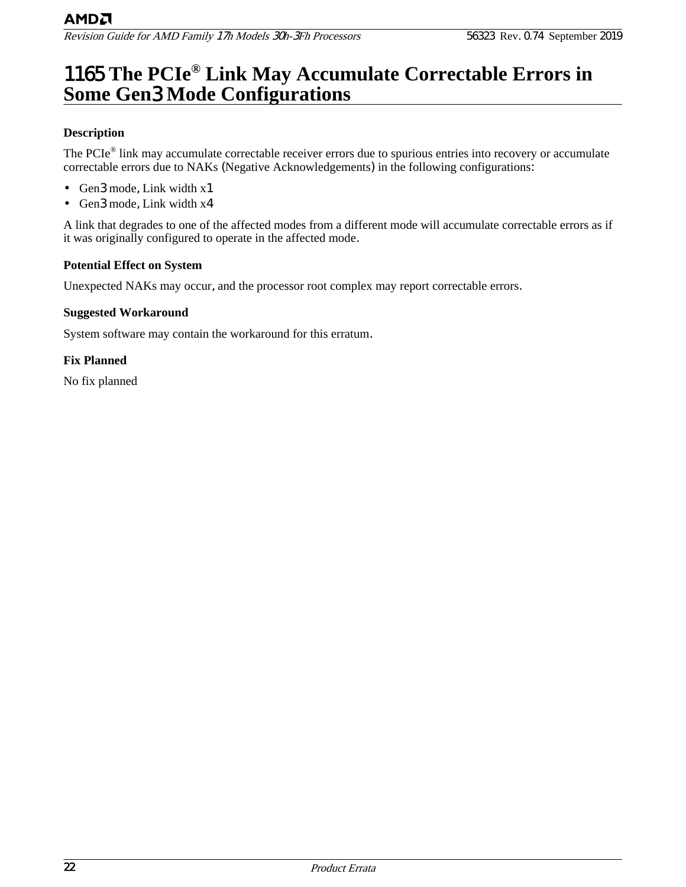# 1165 The PCIe® Link May Accumulate Correctable Errors in Some Gen3 Mode Configurations

### Description

The PCIe® link may accumulate correctable receiver errors due to spurious entries into recovery or accumulate correctable errors due to NAKs (Negative Acknowledgements) in the following configurations:

- Gen3 mode, Link width x1
- Gen3 mode, Link width x4

A link that degrades to one of the affected modes from a different mode will accumulate correctable errors as if it was originally configured to operate in the affected mode.

### Potential Effect on System

Unexpected NAKs may occur, and the processor root complex may report correctable errors.

### Suggested Workaround

System software may contain the workaround for this erratum.

### Fix Planned

No fix planned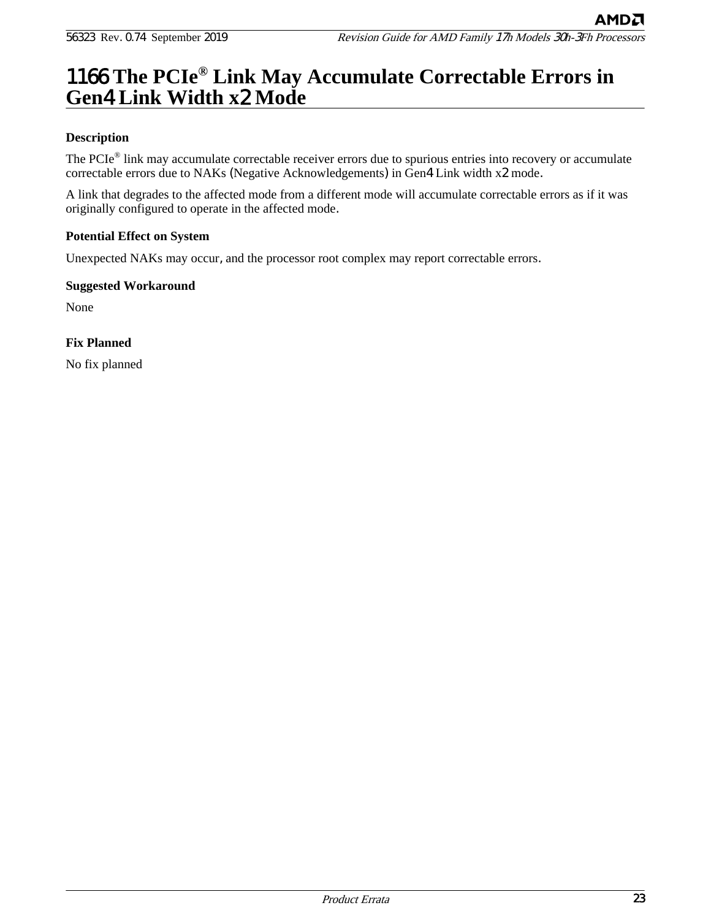# 1166 The PCIe® Link May Accumulate Correctable Errors in Gen4 Link Width x2 Mode

**Description**

The PCIe® link may accumulate correctable receiver errors due to spurious entries into recovery or accumulate correctable errors due to NAKs (Negative Acknowledgements) in Gen4 Link width x2 mode.

A link that degrades to the affected mode from a different mode will accumulate correctable errors as if it was originally configured to operate in the affected mode.

**Potential Effect on System**

Unexpected NAKs may occur, and the processor root complex may report correctable errors.

**Suggested Workaround**

None

**Fix Planned**

No fix planned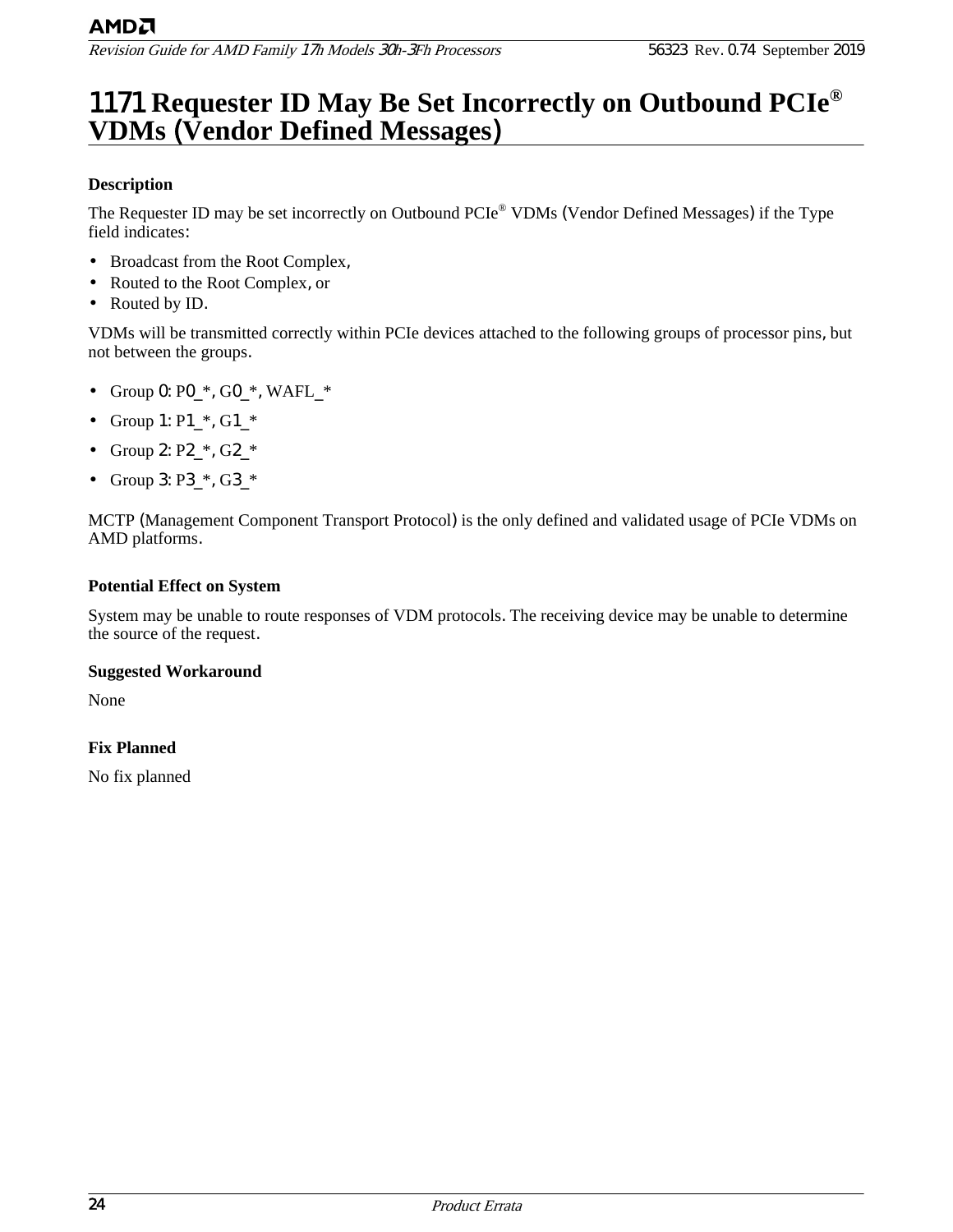# 1171 Requester ID May Be Set Incorrectly on Outbound PCIe® VDMs (Vendor Defined Messages)

### Description

The Requester ID may be set incorrectly on Outbound PCIe® VDMs (Vendor Defined Messages) if the Type field indicates:

- Broadcast from the Root Complex,
- Routed to the Root Complex, or
- Routed by ID.

VDMs will be transmitted correctly within PCIe devices attached to the following groups of processor pins, but not between the groups.

- Group 0: P0_*, G0_*, WAFL_*
- Group 1: P1_*, G1_*
- Group 2: P2_*, G2_*
- Group 3: P3_*, G3_*

MCTP (Management Component Transport Protocol) is the only defined and validated usage of PCIe VDMs on AMD platforms.

### Potential Effect on System

System may be unable to route responses of VDM protocols. The receiving device may be unable to determine the source of the request.

### Suggested Workaround

None

### Fix Planned

No fix planned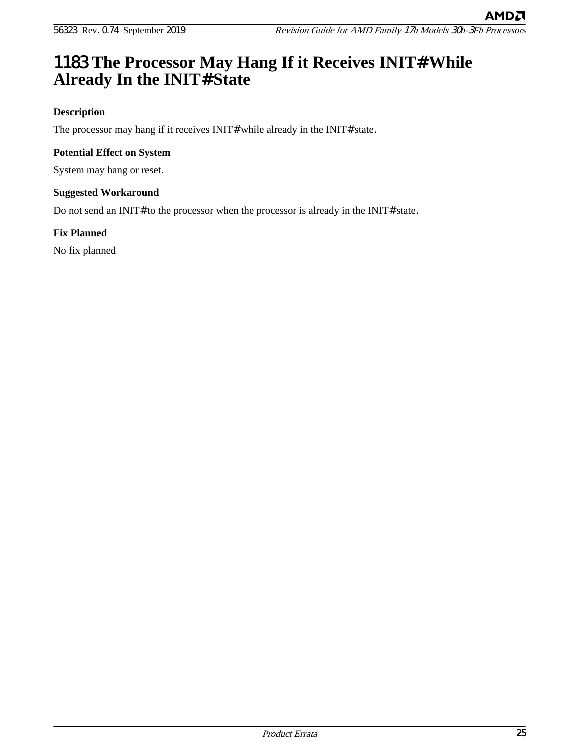# 1183 The Processor May Hang If it Receives INIT# While Already In the INIT# State

**Description**

The processor may hang if it receives INIT# while already in the INIT# state.

**Potential Effect on System**

System may hang or reset.

**Suggested Workaround**

Do not send an INIT# to the processor when the processor is already in the INIT# state.

**Fix Planned**

No fix planned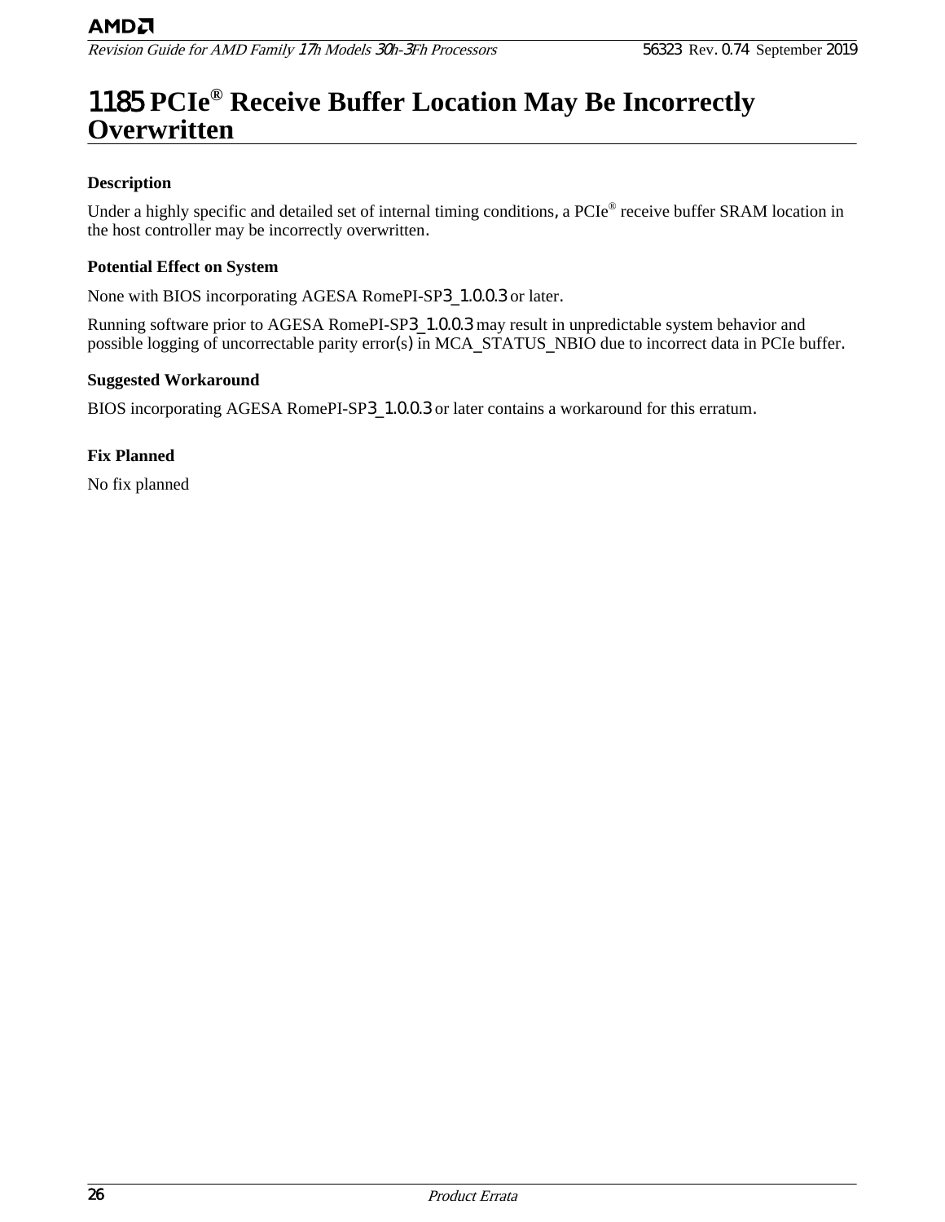# 1185 PCIe® Receive Buffer Location May Be Incorrectly Overwritten

**Description**

Under a highly specific and detailed set of internal timing conditions, a PCIe® receive buffer SRAM location in the host controller may be incorrectly overwritten.

**Potential Effect on System**

None with BIOS incorporating AGESA RomePI-SP3_1.0.0.3 or later.

Running software prior to AGESA RomePI-SP3_1.0.0.3 may result in unpredictable system behavior and possible logging of uncorrectable parity error(s) in MCA_STATUS_NBIO due to incorrect data in PCIe buffer.

**Suggested Workaround**

BIOS incorporating AGESA RomePI-SP3_1.0.0.3 or later contains a workaround for this erratum.

**Fix Planned**

No fix planned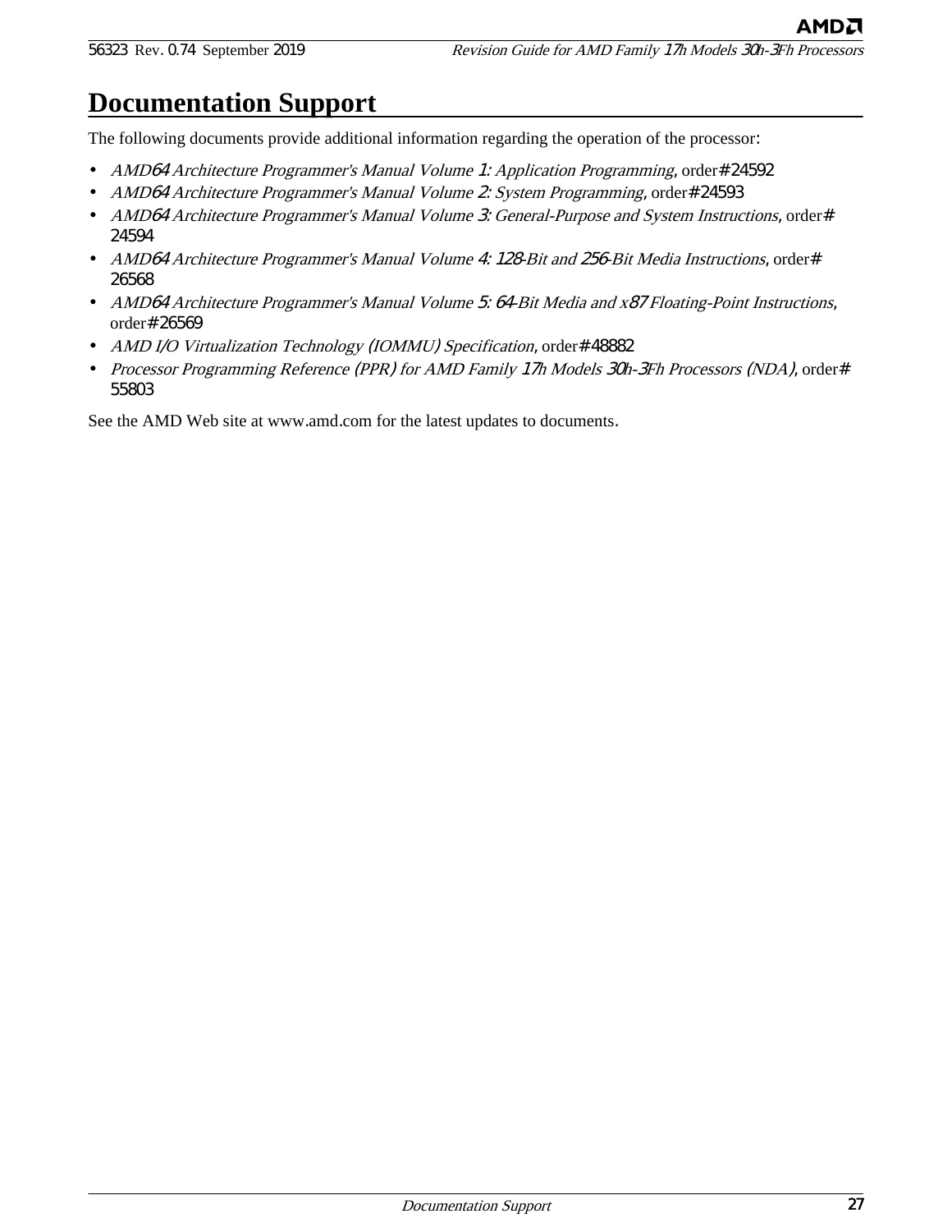# Documentation Support

The following documents provide additional information regarding the operation of the processor:

- *AMD64 Architecture Programmer's Manual Volume 1: Application Programming*, order# 24592
- *AMD64 Architecture Programmer's Manual Volume 2: System Programming*, order# 24593
- *AMD64 Architecture Programmer's Manual Volume 3: General-Purpose and System Instructions*, order# 24594
- *AMD64 Architecture Programmer's Manual Volume 4: 128-Bit and 256-Bit Media Instructions*, order# 26568
- *AMD64 Architecture Programmer's Manual Volume 5: 64-Bit Media and x87 Floating-Point Instructions*, order# 26569
- *AMD I/O Virtualization Technology (IOMMU) Specification*, order# 48882
- *Processor Programming Reference (PPR) for AMD Family 17h Models 30h-3Fh Processors (NDA)*, order# 55803

See the AMD Web site at www.amd.com for the latest updates to documents.